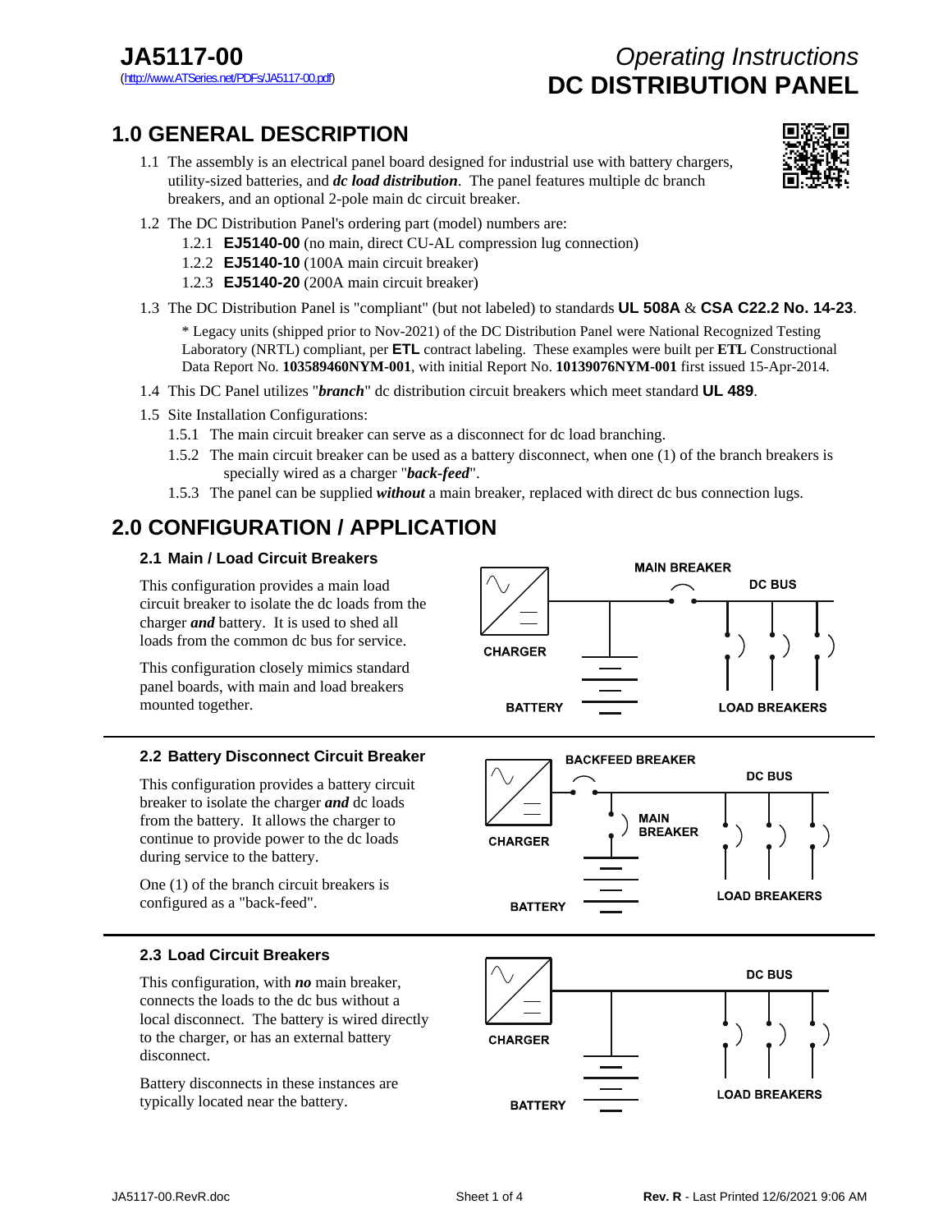# JA5117-00

(http://www.ATSeries.net/PDFs/JA5117-00.pdf)

*Operating Instructions*
**DC DISTRIBUTION PANEL**

## 1.0 GENERAL DESCRIPTION

1.1 The assembly is an electrical panel board designed for industrial use with battery chargers, utility-sized batteries, and ***dc load distribution***. The panel features multiple dc branch breakers, and an optional 2-pole main dc circuit breaker.

1.2 The DC Distribution Panel's ordering part (model) numbers are:

- 1.2.1 **EJ5140-00** (no main, direct CU-AL compression lug connection)
- 1.2.2 **EJ5140-10** (100A main circuit breaker)
- 1.2.3 **EJ5140-20** (200A main circuit breaker)

1.3 The DC Distribution Panel is "compliant" (but not labeled) to standards **UL 508A** & **CSA C22.2 No. 14-23**.

* Legacy units (shipped prior to Nov-2021) of the DC Distribution Panel were National Recognized Testing Laboratory (NRTL) compliant, per **ETL** contract labeling. These examples were built per **ETL** Constructional Data Report No. **103589460NYM-001**, with initial Report No. **10139076NYM-001** first issued 15-Apr-2014.

1.4 This DC Panel utilizes "***branch***" dc distribution circuit breakers which meet standard **UL 489**.

1.5 Site Installation Configurations:

- 1.5.1 The main circuit breaker can serve as a disconnect for dc load branching.
- 1.5.2 The main circuit breaker can be used as a battery disconnect, when one (1) of the branch breakers is specially wired as a charger "***back-feed***".
- 1.5.3 The panel can be supplied ***without*** a main breaker, replaced with direct dc bus connection lugs.

## 2.0 CONFIGURATION / APPLICATION

### 2.1 Main / Load Circuit Breakers

This configuration provides a main load circuit breaker to isolate the dc loads from the charger ***and*** battery. It is used to shed all loads from the common dc bus for service.

This configuration closely mimics standard panel boards, with main and load breakers mounted together.

MAIN BREAKER — DC BUS — CHARGER — BATTERY — LOAD BREAKERS

### 2.2 Battery Disconnect Circuit Breaker

This configuration provides a battery circuit breaker to isolate the charger ***and*** dc loads from the battery. It allows the charger to continue to provide power to the dc loads during service to the battery.

One (1) of the branch circuit breakers is configured as a "back-feed".

BACKFEED BREAKER — DC BUS — MAIN BREAKER — CHARGER — BATTERY — LOAD BREAKERS

### 2.3 Load Circuit Breakers

This configuration, with ***no*** main breaker, connects the loads to the dc bus without a local disconnect. The battery is wired directly to the charger, or has an external battery disconnect.

Battery disconnects in these instances are typically located near the battery.

DC BUS — CHARGER — BATTERY — LOAD BREAKERS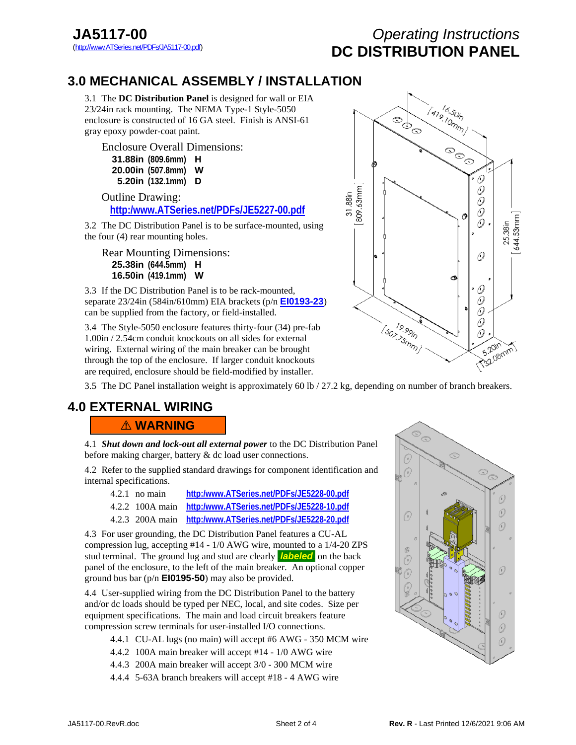## 3.0 MECHANICAL ASSEMBLY / INSTALLATION

3.1 The **DC Distribution Panel** is designed for wall or EIA 23/24in rack mounting. The NEMA Type-1 Style-5050 enclosure is constructed of 16 GA steel. Finish is ANSI-61 gray epoxy powder-coat paint.

Enclosure Overall Dimensions:

**31.88in (809.6mm) H**
**20.00in (507.8mm) W**
**5.20in (132.1mm) D**

Outline Drawing:
**http:/www.ATSeries.net/PDFs/JE5227-00.pdf**

3.2 The DC Distribution Panel is to be surface-mounted, using the four (4) rear mounting holes.

Rear Mounting Dimensions:

**25.38in (644.5mm) H**
**16.50in (419.1mm) W**

3.3 If the DC Distribution Panel is to be rack-mounted, separate 23/24in (584in/610mm) EIA brackets (p/n **EI0193-23**) can be supplied from the factory, or field-installed.

3.4 The Style-5050 enclosure features thirty-four (34) pre-fab 1.00in / 2.54cm conduit knockouts on all sides for external wiring. External wiring of the main breaker can be brought through the top of the enclosure. If larger conduit knockouts are required, enclosure should be field-modified by installer.

3.5 The DC Panel installation weight is approximately 60 lb / 27.2 kg, depending on number of branch breakers.

## 4.0 EXTERNAL WIRING

**⚠ WARNING**

4.1 ***Shut down and lock-out all external power*** to the DC Distribution Panel before making charger, battery & dc load user connections.

4.2 Refer to the supplied standard drawings for component identification and internal specifications.

- 4.2.1 no main **http:/www.ATSeries.net/PDFs/JE5228-00.pdf**
- 4.2.2 100A main **http:/www.ATSeries.net/PDFs/JE5228-10.pdf**
- 4.2.3 200A main **http:/www.ATSeries.net/PDFs/JE5228-20.pdf**

4.3 For user grounding, the DC Distribution Panel features a CU-AL compression lug, accepting #14 - 1/0 AWG wire, mounted to a 1/4-20 ZPS stud terminal. The ground lug and stud are clearly ***labeled*** on the back panel of the enclosure, to the left of the main breaker. An optional copper ground bus bar (p/n **EI0195-50**) may also be provided.

4.4 User-supplied wiring from the DC Distribution Panel to the battery and/or dc loads should be typed per NEC, local, and site codes. Size per equipment specifications. The main and load circuit breakers feature compression screw terminals for user-installed I/O connections.

- 4.4.1 CU-AL lugs (no main) will accept #6 AWG - 350 MCM wire
- 4.4.2 100A main breaker will accept #14 - 1/0 AWG wire
- 4.4.3 200A main breaker will accept 3/0 - 300 MCM wire
- 4.4.4 5-63A branch breakers will accept #18 - 4 AWG wire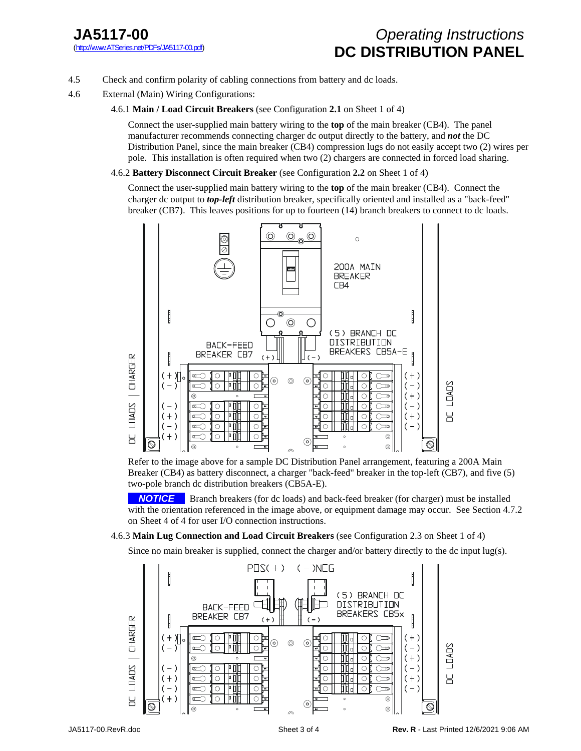4.5 Check and confirm polarity of cabling connections from battery and dc loads.

4.6 External (Main) Wiring Configurations:

4.6.1 **Main / Load Circuit Breakers** (see Configuration **2.1** on Sheet 1 of 4)

Connect the user-supplied main battery wiring to the **top** of the main breaker (CB4). The panel manufacturer recommends connecting charger dc output directly to the battery, and ***not*** the DC Distribution Panel, since the main breaker (CB4) compression lugs do not easily accept two (2) wires per pole. This installation is often required when two (2) chargers are connected in forced load sharing.

4.6.2 **Battery Disconnect Circuit Breaker** (see Configuration **2.2** on Sheet 1 of 4)

Connect the user-supplied main battery wiring to the **top** of the main breaker (CB4). Connect the charger dc output to ***top-left*** distribution breaker, specifically oriented and installed as a "back-feed" breaker (CB7). This leaves positions for up to fourteen (14) branch breakers to connect to dc loads.

Refer to the image above for a sample DC Distribution Panel arrangement, featuring a 200A Main Breaker (CB4) as battery disconnect, a charger "back-feed" breaker in the top-left (CB7), and five (5) two-pole branch dc distribution breakers (CB5A-E).

**NOTICE** Branch breakers (for dc loads) and back-feed breaker (for charger) must be installed with the orientation referenced in the image above, or equipment damage may occur. See Section 4.7.2 on Sheet 4 of 4 for user I/O connection instructions.

4.6.3 **Main Lug Connection and Load Circuit Breakers** (see Configuration 2.3 on Sheet 1 of 4)

Since no main breaker is supplied, connect the charger and/or battery directly to the dc input lug(s).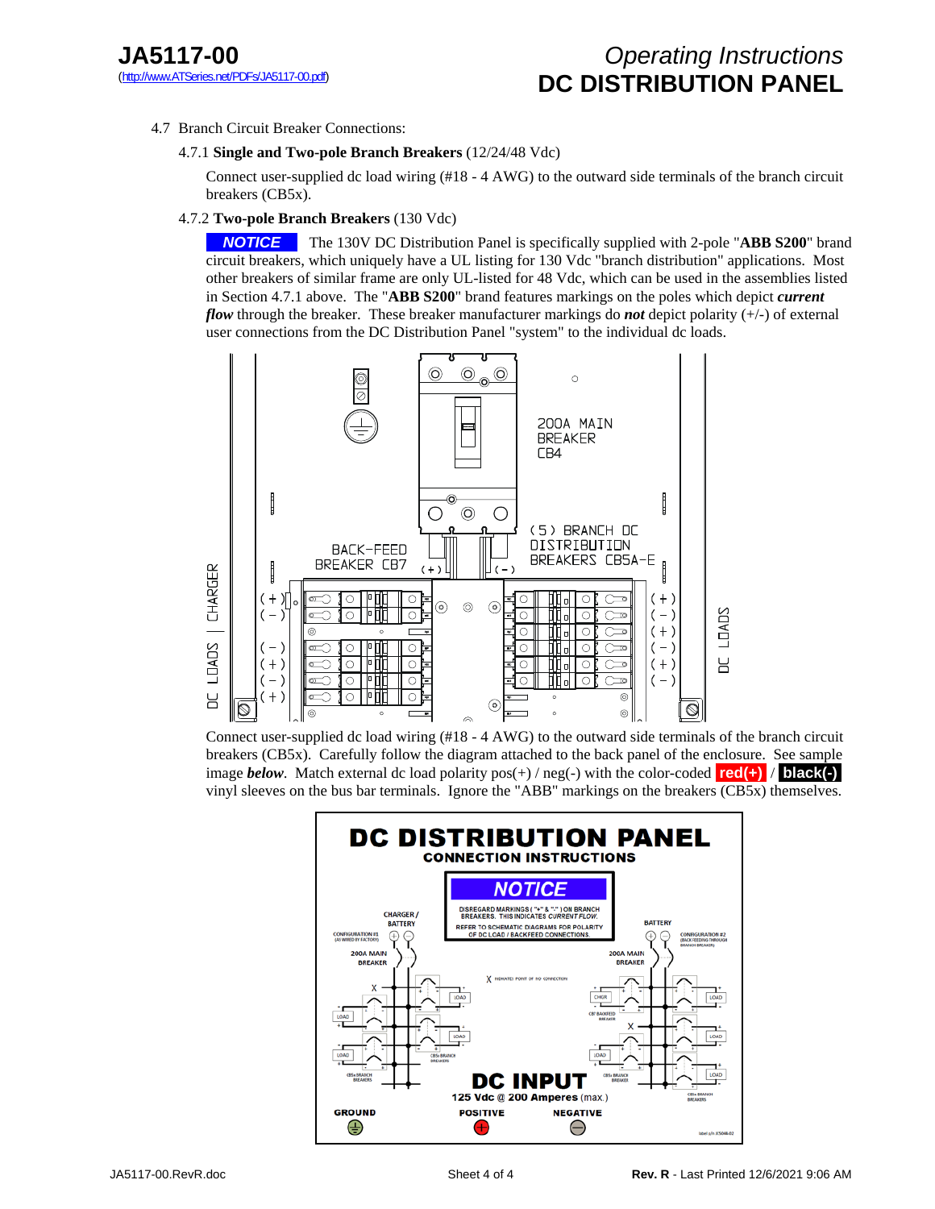4.7 Branch Circuit Breaker Connections:

4.7.1 **Single and Two-pole Branch Breakers** (12/24/48 Vdc)

Connect user-supplied dc load wiring (#18 - 4 AWG) to the outward side terminals of the branch circuit breakers (CB5x).

4.7.2 **Two-pole Branch Breakers** (130 Vdc)

***NOTICE*** The 130V DC Distribution Panel is specifically supplied with 2-pole "**ABB S200**" brand circuit breakers, which uniquely have a UL listing for 130 Vdc "branch distribution" applications. Most other breakers of similar frame are only UL-listed for 48 Vdc, which can be used in the assemblies listed in Section 4.7.1 above. The "**ABB S200**" brand features markings on the poles which depict ***current flow*** through the breaker. These breaker manufacturer markings do ***not*** depict polarity (+/-) of external user connections from the DC Distribution Panel "system" to the individual dc loads.

200A MAIN
BREAKER
CB4

(5) BRANCH DC
DISTRIBUTION
BREAKERS CB5A-E

BACK-FEED
BREAKER CB7

(+)
(-)

DC LOADS | CHARGER

DC LOADS

Connect user-supplied dc load wiring (#18 - 4 AWG) to the outward side terminals of the branch circuit breakers (CB5x). Carefully follow the diagram attached to the back panel of the enclosure. See sample image ***below***. Match external dc load polarity pos(+) / neg(-) with the color-coded **red(+)** / **black(-)** vinyl sleeves on the bus bar terminals. Ignore the "ABB" markings on the breakers (CB5x) themselves.

DC DISTRIBUTION PANEL
CONNECTION INSTRUCTIONS

NOTICE
DISREGARD MARKINGS ("+" & "-") ON BRANCH BREAKERS. THIS INDICATES *CURRENT FLOW*.
REFER TO SCHEMATIC DIAGRAMS FOR POLARITY OF DC LOAD / BACKFEED CONNECTIONS.

CHARGER / BATTERY
CONFIGURATION #1 (AS WIRED BY FACTORY)
200A MAIN BREAKER
LOAD
CB5x BRANCH BREAKERS

BATTERY
CONFIGURATION #2 (BACK FEEDING THROUGH BRANCH BREAKER)
200A MAIN BREAKER
CHGR
CB7 BACKFEED BREAKER
X INDICATES POINT OF NO CONNECTION

DC INPUT
125 Vdc @ 200 Amperes (max.)

GROUND
POSITIVE
NEGATIVE

label p/n EC5046-02